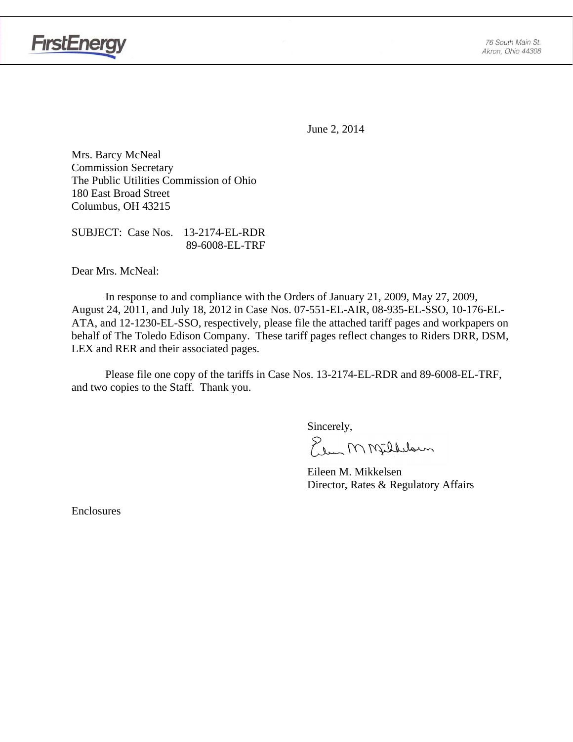FirstEnergy

76 South Main St.
Akron, Ohio 44308

June 2, 2014

Mrs. Barcy McNeal
Commission Secretary
The Public Utilities Commission of Ohio
180 East Broad Street
Columbus, OH 43215

SUBJECT: Case Nos. 13-2174-EL-RDR
89-6008-EL-TRF

Dear Mrs. McNeal:

In response to and compliance with the Orders of January 21, 2009, May 27, 2009, August 24, 2011, and July 18, 2012 in Case Nos. 07-551-EL-AIR, 08-935-EL-SSO, 10-176-EL-ATA, and 12-1230-EL-SSO, respectively, please file the attached tariff pages and workpapers on behalf of The Toledo Edison Company. These tariff pages reflect changes to Riders DRR, DSM, LEX and RER and their associated pages.

Please file one copy of the tariffs in Case Nos. 13-2174-EL-RDR and 89-6008-EL-TRF, and two copies to the Staff. Thank you.

Sincerely,

Eileen M. Mikkelsen
Director, Rates & Regulatory Affairs

Enclosures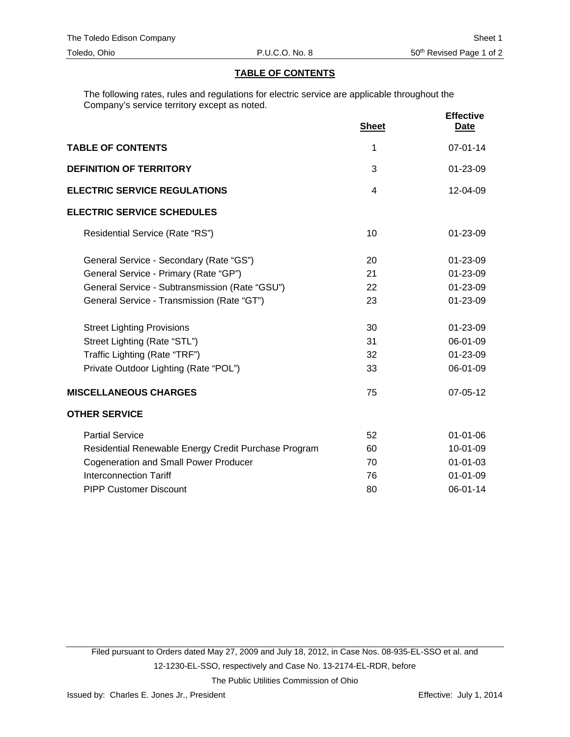## TABLE OF CONTENTS

The following rates, rules and regulations for electric service are applicable throughout the Company's service territory except as noted.

| | Sheet | Effective Date |
|---|---|---|
| **TABLE OF CONTENTS** | 1 | 07-01-14 |
| **DEFINITION OF TERRITORY** | 3 | 01-23-09 |
| **ELECTRIC SERVICE REGULATIONS** | 4 | 12-04-09 |
| **ELECTRIC SERVICE SCHEDULES** | | |
| Residential Service (Rate "RS") | 10 | 01-23-09 |
| General Service - Secondary (Rate "GS") | 20 | 01-23-09 |
| General Service - Primary (Rate "GP") | 21 | 01-23-09 |
| General Service - Subtransmission (Rate "GSU") | 22 | 01-23-09 |
| General Service - Transmission (Rate "GT") | 23 | 01-23-09 |
| Street Lighting Provisions | 30 | 01-23-09 |
| Street Lighting (Rate "STL") | 31 | 06-01-09 |
| Traffic Lighting (Rate "TRF") | 32 | 01-23-09 |
| Private Outdoor Lighting (Rate "POL") | 33 | 06-01-09 |
| **MISCELLANEOUS CHARGES** | 75 | 07-05-12 |
| **OTHER SERVICE** | | |
| Partial Service | 52 | 01-01-06 |
| Residential Renewable Energy Credit Purchase Program | 60 | 10-01-09 |
| Cogeneration and Small Power Producer | 70 | 01-01-03 |
| Interconnection Tariff | 76 | 01-01-09 |
| PIPP Customer Discount | 80 | 06-01-14 |

Filed pursuant to Orders dated May 27, 2009 and July 18, 2012, in Case Nos. 08-935-EL-SSO et al. and 12-1230-EL-SSO, respectively and Case No. 13-2174-EL-RDR, before The Public Utilities Commission of Ohio

Issued by: Charles E. Jones Jr., President

Effective: July 1, 2014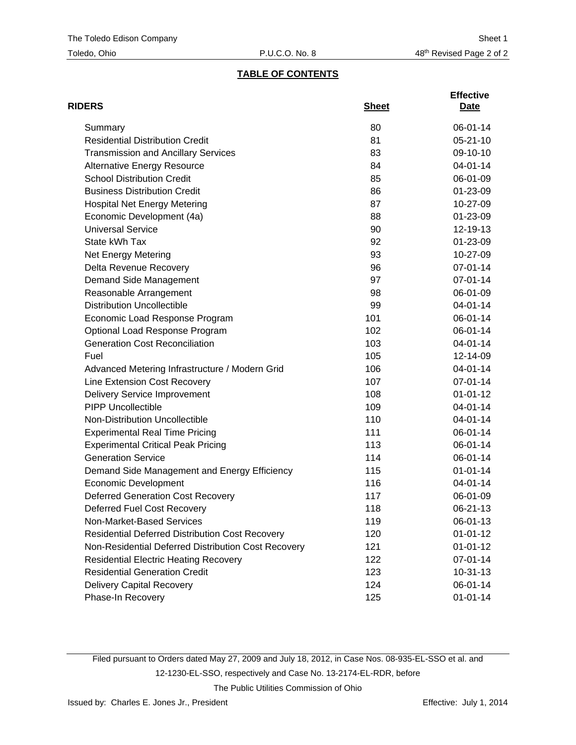## TABLE OF CONTENTS

| RIDERS | Sheet | Effective Date |
|---|---|---|
| Summary | 80 | 06-01-14 |
| Residential Distribution Credit | 81 | 05-21-10 |
| Transmission and Ancillary Services | 83 | 09-10-10 |
| Alternative Energy Resource | 84 | 04-01-14 |
| School Distribution Credit | 85 | 06-01-09 |
| Business Distribution Credit | 86 | 01-23-09 |
| Hospital Net Energy Metering | 87 | 10-27-09 |
| Economic Development (4a) | 88 | 01-23-09 |
| Universal Service | 90 | 12-19-13 |
| State kWh Tax | 92 | 01-23-09 |
| Net Energy Metering | 93 | 10-27-09 |
| Delta Revenue Recovery | 96 | 07-01-14 |
| Demand Side Management | 97 | 07-01-14 |
| Reasonable Arrangement | 98 | 06-01-09 |
| Distribution Uncollectible | 99 | 04-01-14 |
| Economic Load Response Program | 101 | 06-01-14 |
| Optional Load Response Program | 102 | 06-01-14 |
| Generation Cost Reconciliation | 103 | 04-01-14 |
| Fuel | 105 | 12-14-09 |
| Advanced Metering Infrastructure / Modern Grid | 106 | 04-01-14 |
| Line Extension Cost Recovery | 107 | 07-01-14 |
| Delivery Service Improvement | 108 | 01-01-12 |
| PIPP Uncollectible | 109 | 04-01-14 |
| Non-Distribution Uncollectible | 110 | 04-01-14 |
| Experimental Real Time Pricing | 111 | 06-01-14 |
| Experimental Critical Peak Pricing | 113 | 06-01-14 |
| Generation Service | 114 | 06-01-14 |
| Demand Side Management and Energy Efficiency | 115 | 01-01-14 |
| Economic Development | 116 | 04-01-14 |
| Deferred Generation Cost Recovery | 117 | 06-01-09 |
| Deferred Fuel Cost Recovery | 118 | 06-21-13 |
| Non-Market-Based Services | 119 | 06-01-13 |
| Residential Deferred Distribution Cost Recovery | 120 | 01-01-12 |
| Non-Residential Deferred Distribution Cost Recovery | 121 | 01-01-12 |
| Residential Electric Heating Recovery | 122 | 07-01-14 |
| Residential Generation Credit | 123 | 10-31-13 |
| Delivery Capital Recovery | 124 | 06-01-14 |
| Phase-In Recovery | 125 | 01-01-14 |

Filed pursuant to Orders dated May 27, 2009 and July 18, 2012, in Case Nos. 08-935-EL-SSO et al. and 12-1230-EL-SSO, respectively and Case No. 13-2174-EL-RDR, before The Public Utilities Commission of Ohio

Issued by: Charles E. Jones Jr., President

Effective: July 1, 2014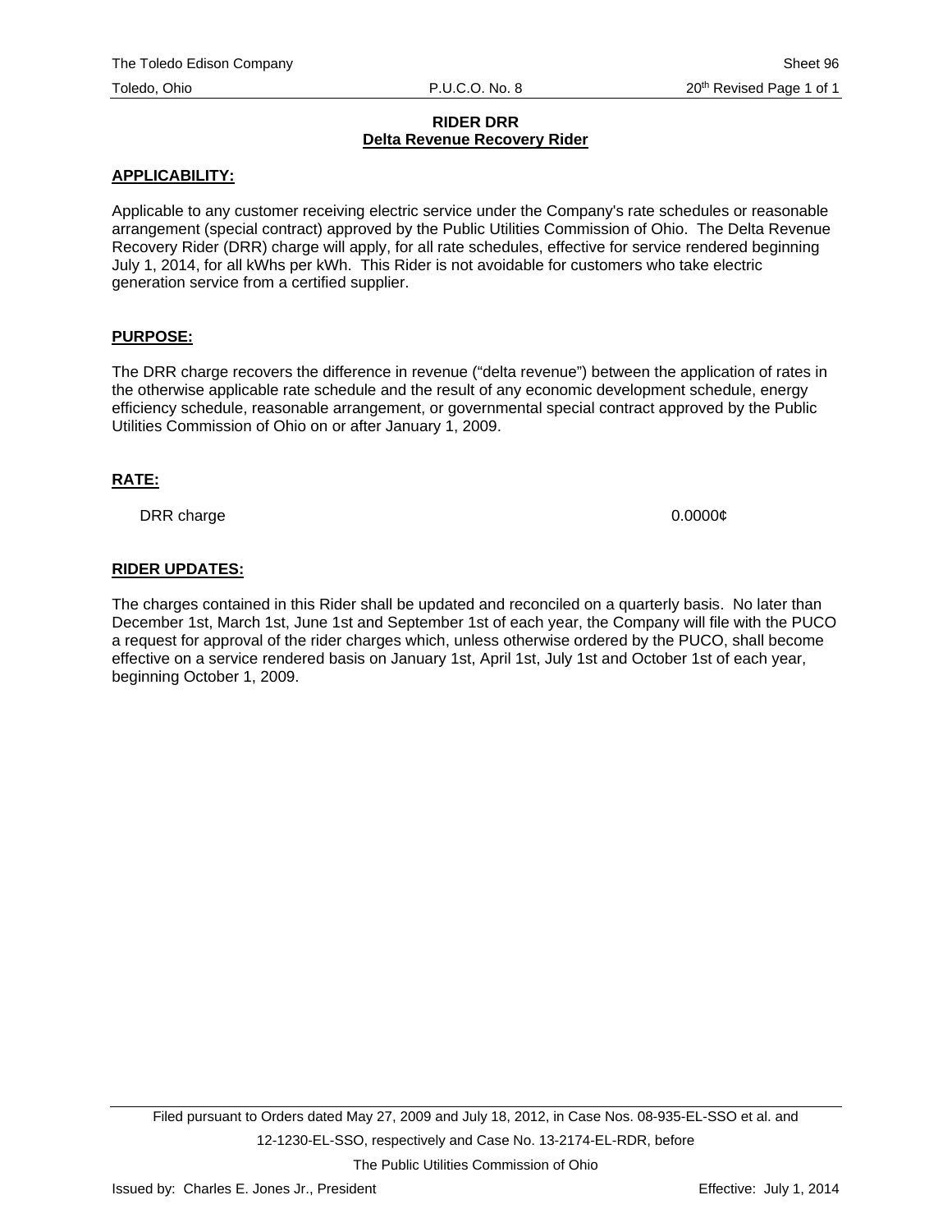# RIDER DRR
## Delta Revenue Recovery Rider

**APPLICABILITY:**

Applicable to any customer receiving electric service under the Company's rate schedules or reasonable arrangement (special contract) approved by the Public Utilities Commission of Ohio. The Delta Revenue Recovery Rider (DRR) charge will apply, for all rate schedules, effective for service rendered beginning July 1, 2014, for all kWhs per kWh. This Rider is not avoidable for customers who take electric generation service from a certified supplier.

**PURPOSE:**

The DRR charge recovers the difference in revenue ("delta revenue") between the application of rates in the otherwise applicable rate schedule and the result of any economic development schedule, energy efficiency schedule, reasonable arrangement, or governmental special contract approved by the Public Utilities Commission of Ohio on or after January 1, 2009.

**RATE:**

| | |
|---|---|
| DRR charge | 0.0000¢ |

**RIDER UPDATES:**

The charges contained in this Rider shall be updated and reconciled on a quarterly basis. No later than December 1st, March 1st, June 1st and September 1st of each year, the Company will file with the PUCO a request for approval of the rider charges which, unless otherwise ordered by the PUCO, shall become effective on a service rendered basis on January 1st, April 1st, July 1st and October 1st of each year, beginning October 1, 2009.

Filed pursuant to Orders dated May 27, 2009 and July 18, 2012, in Case Nos. 08-935-EL-SSO et al. and 12-1230-EL-SSO, respectively and Case No. 13-2174-EL-RDR, before The Public Utilities Commission of Ohio

Issued by: Charles E. Jones Jr., President

Effective: July 1, 2014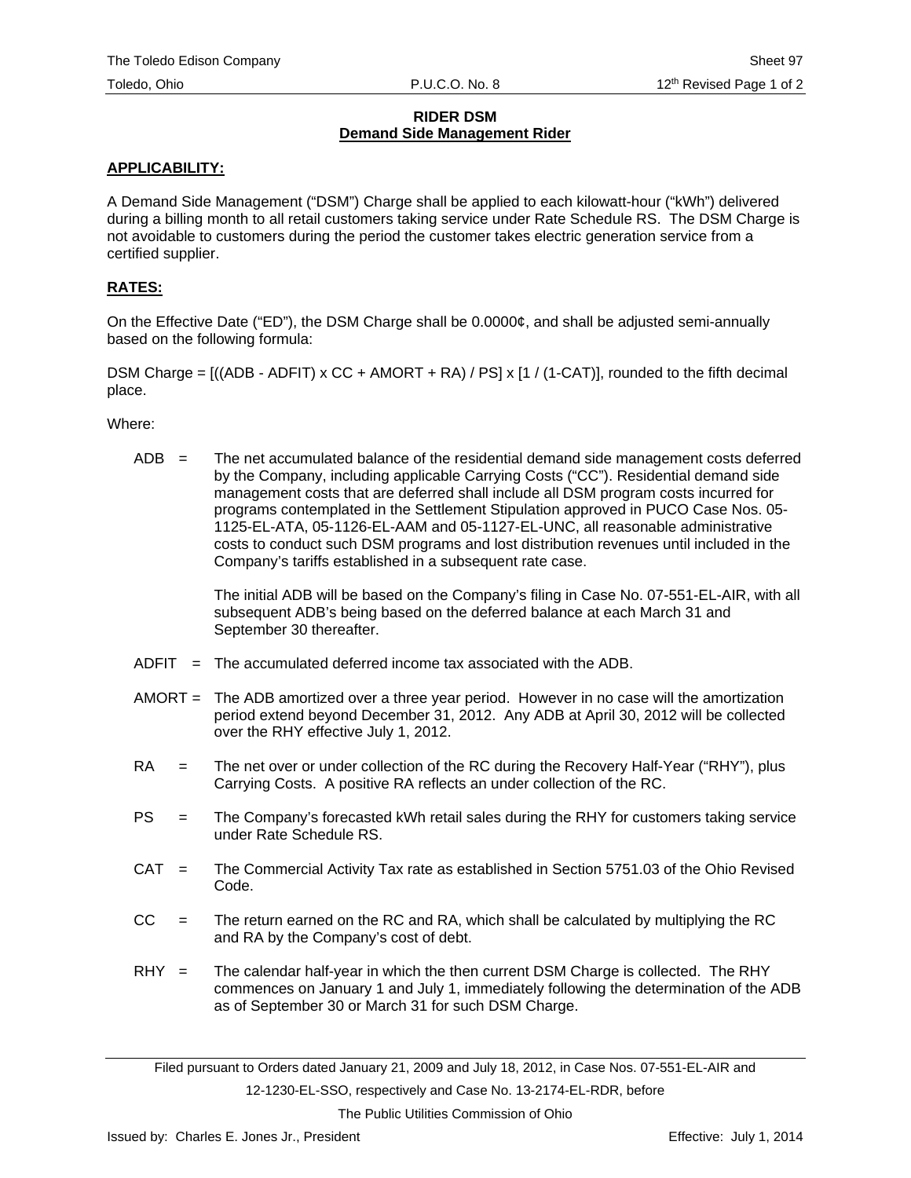**RIDER DSM**
**Demand Side Management Rider**

**APPLICABILITY:**

A Demand Side Management ("DSM") Charge shall be applied to each kilowatt-hour ("kWh") delivered during a billing month to all retail customers taking service under Rate Schedule RS. The DSM Charge is not avoidable to customers during the period the customer takes electric generation service from a certified supplier.

**RATES:**

On the Effective Date ("ED"), the DSM Charge shall be 0.0000¢, and shall be adjusted semi-annually based on the following formula:

DSM Charge = [((ADB - ADFIT) x CC + AMORT + RA) / PS] x [1 / (1-CAT)], rounded to the fifth decimal place.

Where:

ADB = The net accumulated balance of the residential demand side management costs deferred by the Company, including applicable Carrying Costs ("CC"). Residential demand side management costs that are deferred shall include all DSM program costs incurred for programs contemplated in the Settlement Stipulation approved in PUCO Case Nos. 05-1125-EL-ATA, 05-1126-EL-AAM and 05-1127-EL-UNC, all reasonable administrative costs to conduct such DSM programs and lost distribution revenues until included in the Company's tariffs established in a subsequent rate case.

The initial ADB will be based on the Company's filing in Case No. 07-551-EL-AIR, with all subsequent ADB's being based on the deferred balance at each March 31 and September 30 thereafter.

ADFIT = The accumulated deferred income tax associated with the ADB.

AMORT = The ADB amortized over a three year period. However in no case will the amortization period extend beyond December 31, 2012. Any ADB at April 30, 2012 will be collected over the RHY effective July 1, 2012.

RA = The net over or under collection of the RC during the Recovery Half-Year ("RHY"), plus Carrying Costs. A positive RA reflects an under collection of the RC.

PS = The Company's forecasted kWh retail sales during the RHY for customers taking service under Rate Schedule RS.

CAT = The Commercial Activity Tax rate as established in Section 5751.03 of the Ohio Revised Code.

CC = The return earned on the RC and RA, which shall be calculated by multiplying the RC and RA by the Company's cost of debt.

RHY = The calendar half-year in which the then current DSM Charge is collected. The RHY commences on January 1 and July 1, immediately following the determination of the ADB as of September 30 or March 31 for such DSM Charge.

Filed pursuant to Orders dated January 21, 2009 and July 18, 2012, in Case Nos. 07-551-EL-AIR and 12-1230-EL-SSO, respectively and Case No. 13-2174-EL-RDR, before The Public Utilities Commission of Ohio

Issued by: Charles E. Jones Jr., President

Effective: July 1, 2014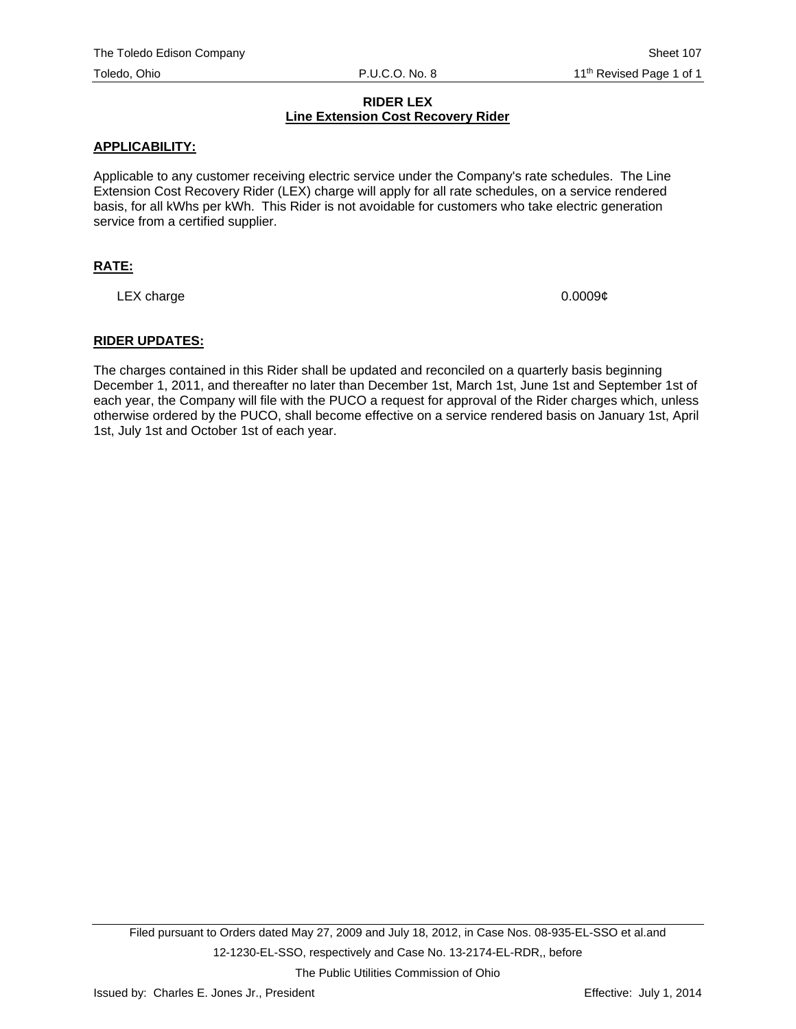# RIDER LEX

## Line Extension Cost Recovery Rider

**APPLICABILITY:**

Applicable to any customer receiving electric service under the Company's rate schedules. The Line Extension Cost Recovery Rider (LEX) charge will apply for all rate schedules, on a service rendered basis, for all kWhs per kWh. This Rider is not avoidable for customers who take electric generation service from a certified supplier.

**RATE:**

| | |
|---|---|
| LEX charge | 0.0009¢ |

**RIDER UPDATES:**

The charges contained in this Rider shall be updated and reconciled on a quarterly basis beginning December 1, 2011, and thereafter no later than December 1st, March 1st, June 1st and September 1st of each year, the Company will file with the PUCO a request for approval of the Rider charges which, unless otherwise ordered by the PUCO, shall become effective on a service rendered basis on January 1st, April 1st, July 1st and October 1st of each year.

Filed pursuant to Orders dated May 27, 2009 and July 18, 2012, in Case Nos. 08-935-EL-SSO et al.and 12-1230-EL-SSO, respectively and Case No. 13-2174-EL-RDR,, before The Public Utilities Commission of Ohio

Issued by: Charles E. Jones Jr., President

Effective: July 1, 2014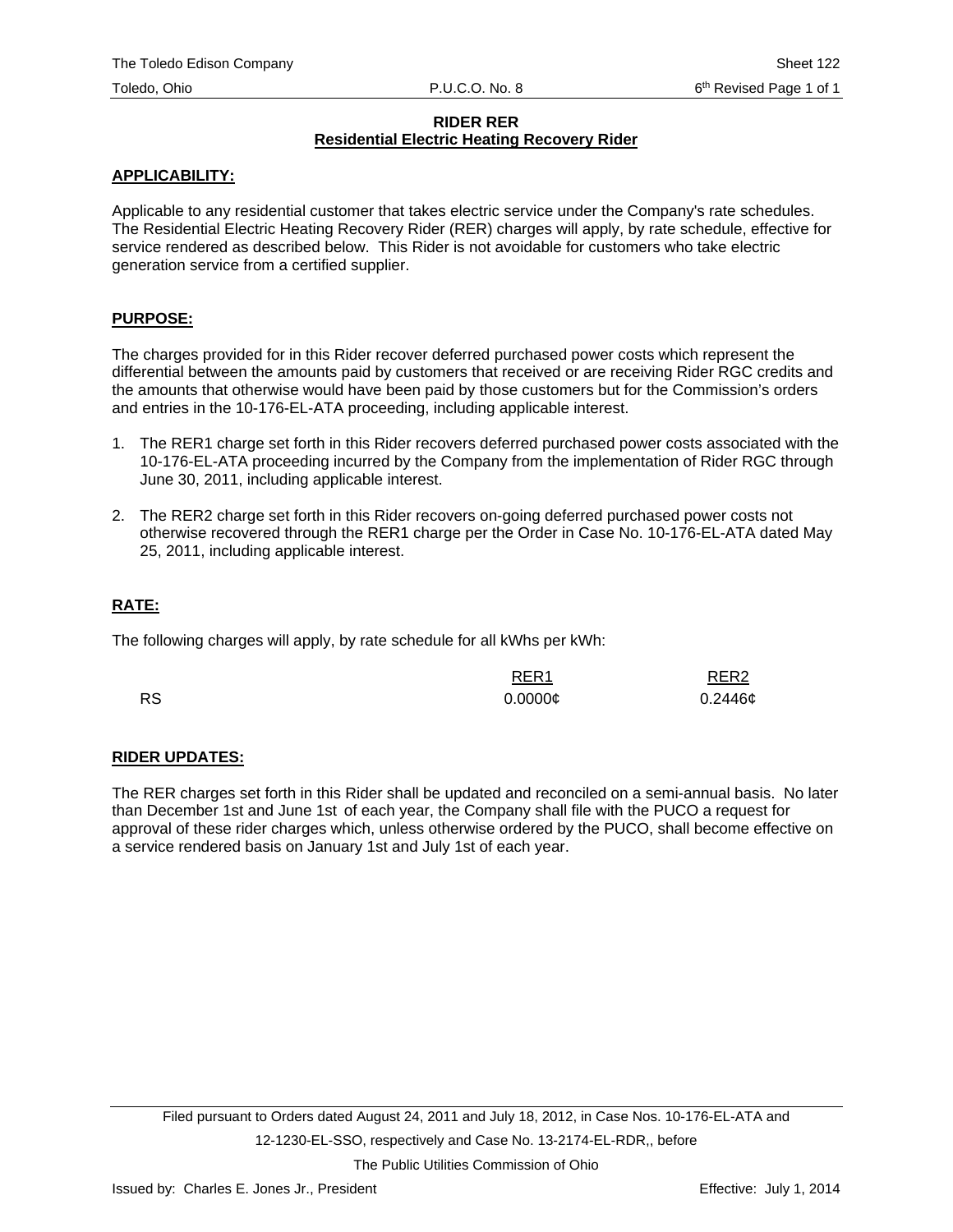**RIDER RER**
**Residential Electric Heating Recovery Rider**

**APPLICABILITY:**

Applicable to any residential customer that takes electric service under the Company's rate schedules. The Residential Electric Heating Recovery Rider (RER) charges will apply, by rate schedule, effective for service rendered as described below. This Rider is not avoidable for customers who take electric generation service from a certified supplier.

**PURPOSE:**

The charges provided for in this Rider recover deferred purchased power costs which represent the differential between the amounts paid by customers that received or are receiving Rider RGC credits and the amounts that otherwise would have been paid by those customers but for the Commission's orders and entries in the 10-176-EL-ATA proceeding, including applicable interest.

1. The RER1 charge set forth in this Rider recovers deferred purchased power costs associated with the 10-176-EL-ATA proceeding incurred by the Company from the implementation of Rider RGC through June 30, 2011, including applicable interest.

2. The RER2 charge set forth in this Rider recovers on-going deferred purchased power costs not otherwise recovered through the RER1 charge per the Order in Case No. 10-176-EL-ATA dated May 25, 2011, including applicable interest.

**RATE:**

The following charges will apply, by rate schedule for all kWhs per kWh:

| | RER1 | RER2 |
|---|---|---|
| RS | 0.0000¢ | 0.2446¢ |

**RIDER UPDATES:**

The RER charges set forth in this Rider shall be updated and reconciled on a semi-annual basis. No later than December 1st and June 1st of each year, the Company shall file with the PUCO a request for approval of these rider charges which, unless otherwise ordered by the PUCO, shall become effective on a service rendered basis on January 1st and July 1st of each year.

Filed pursuant to Orders dated August 24, 2011 and July 18, 2012, in Case Nos. 10-176-EL-ATA and 12-1230-EL-SSO, respectively and Case No. 13-2174-EL-RDR,, before The Public Utilities Commission of Ohio

Issued by: Charles E. Jones Jr., President

Effective: July 1, 2014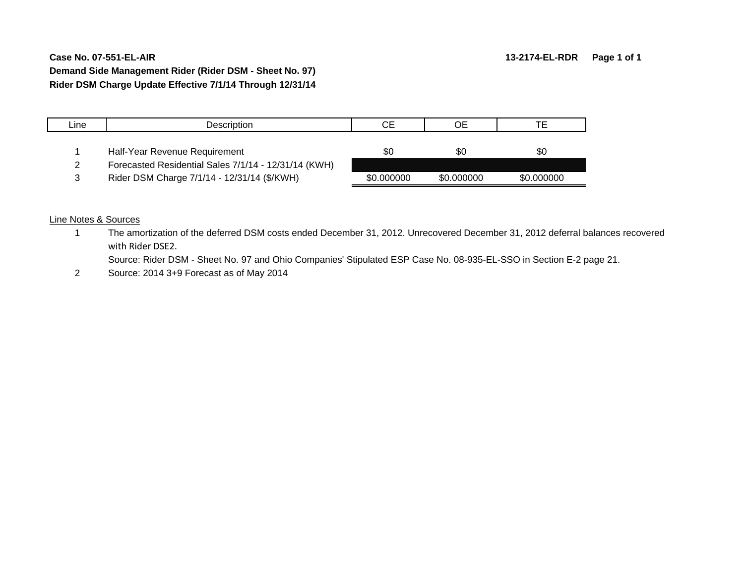**Case No. 07-551-EL-AIR** **13-2174-EL-RDR**

**Demand Side Management Rider (Rider DSM - Sheet No. 97)**

**Rider DSM Charge Update Effective 7/1/14 Through 12/31/14**

| Line | Description | CE | OE | TE |
|---|---|---|---|---|
| 1 | Half-Year Revenue Requirement | $0 | $0 | $0 |
| 2 | Forecasted Residential Sales 7/1/14 - 12/31/14 (KWH) | | | |
| 3 | Rider DSM Charge 7/1/14 - 12/31/14 ($/KWH) | $0.000000 | $0.000000 | $0.000000 |

Line Notes & Sources

1. The amortization of the deferred DSM costs ended December 31, 2012. Unrecovered December 31, 2012 deferral balances recovered with Rider DSE2.

   Source: Rider DSM - Sheet No. 97 and Ohio Companies' Stipulated ESP Case No. 08-935-EL-SSO in Section E-2 page 21.

2. Source: 2014 3+9 Forecast as of May 2014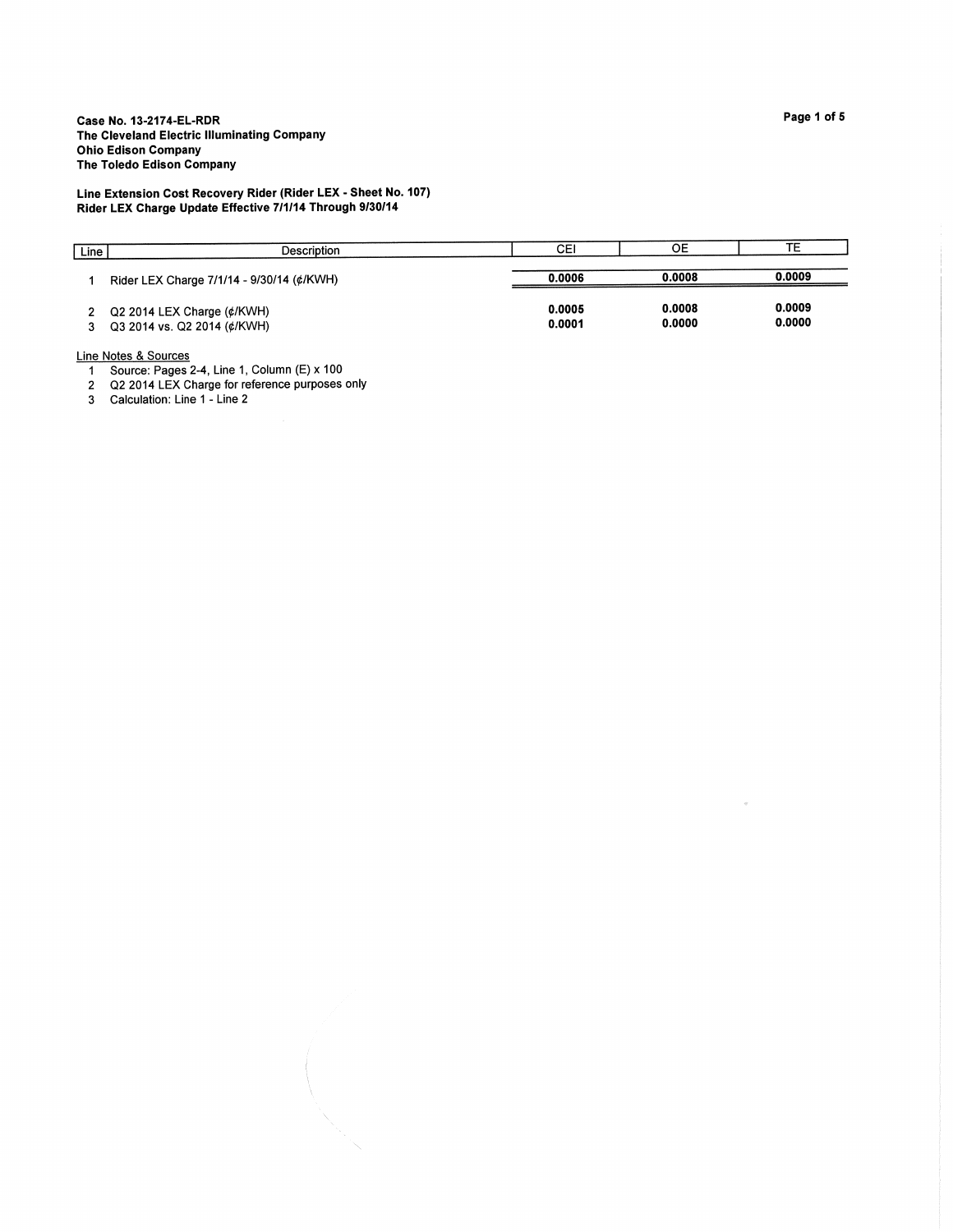**Case No. 13-2174-EL-RDR**
**The Cleveland Electric Illuminating Company**
**Ohio Edison Company**
**The Toledo Edison Company**

**Line Extension Cost Recovery Rider (Rider LEX - Sheet No. 107)**
**Rider LEX Charge Update Effective 7/1/14 Through 9/30/14**

| Line | Description | CEI | OE | TE |
|---|---|---|---|---|
| 1 | Rider LEX Charge 7/1/14 - 9/30/14 (¢/KWH) | **0.0006** | **0.0008** | **0.0009** |
| 2 | Q2 2014 LEX Charge (¢/KWH) | **0.0005** | **0.0008** | **0.0009** |
| 3 | Q3 2014 vs. Q2 2014 (¢/KWH) | **0.0001** | **0.0000** | **0.0000** |

Line Notes & Sources

1. Source: Pages 2-4, Line 1, Column (E) x 100
2. Q2 2014 LEX Charge for reference purposes only
3. Calculation: Line 1 - Line 2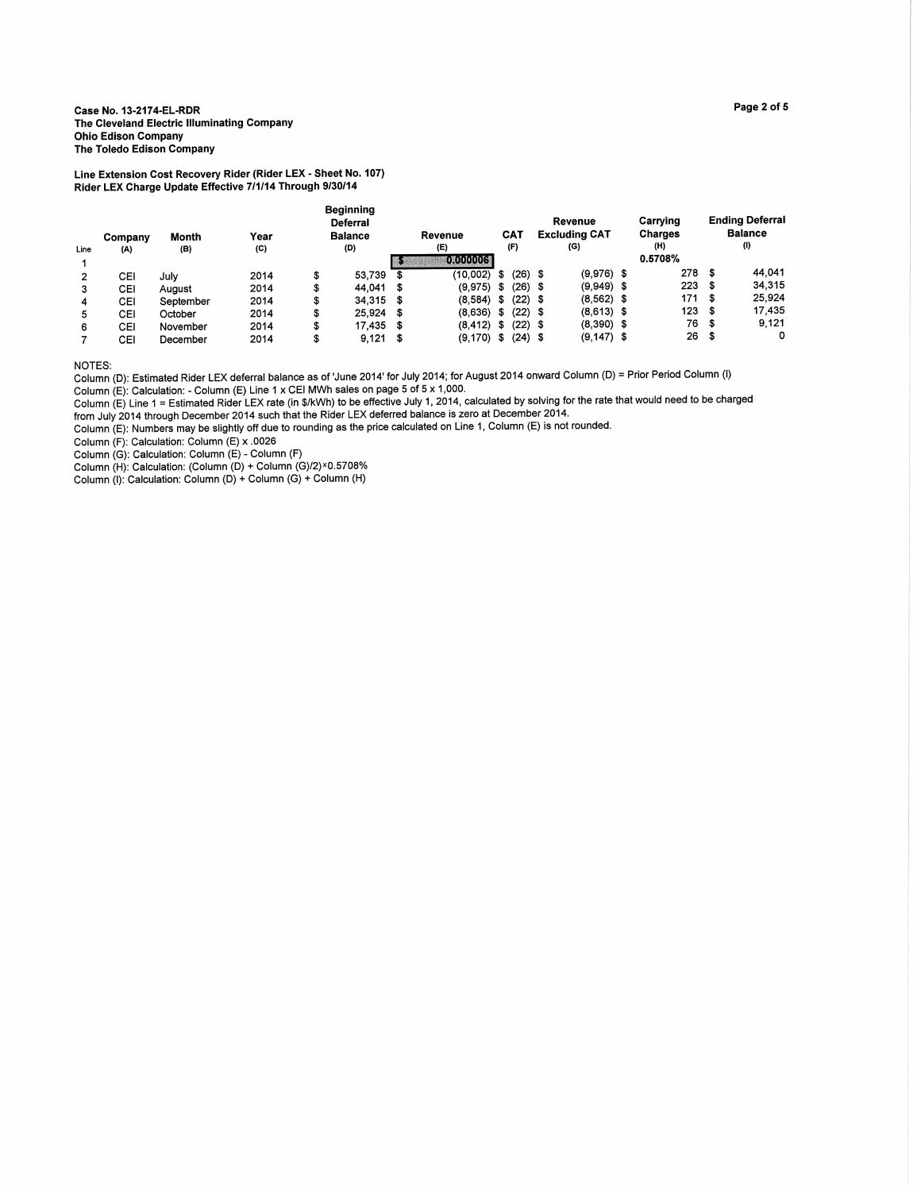**Case No. 13-2174-EL-RDR**
**The Cleveland Electric Illuminating Company**
**Ohio Edison Company**
**The Toledo Edison Company**

**Line Extension Cost Recovery Rider (Rider LEX - Sheet No. 107)**
**Rider LEX Charge Update Effective 7/1/14 Through 9/30/14**

| Line | Company (A) | Month (B) | Year (C) | Beginning Deferral Balance (D) | Revenue (E) | CAT (F) | Revenue Excluding CAT (G) | Carrying Charges (H) | Ending Deferral Balance (I) |
|---|---|---|---|---|---|---|---|---|---|
| 1 | | | | | $ 0.000006 | | | 0.5708% | |
| 2 | CEI | July | 2014 | $ 53,739 | $ (10,002) | $ (26) | $ (9,976) | $ 278 | $ 44,041 |
| 3 | CEI | August | 2014 | $ 44,041 | $ (9,975) | $ (26) | $ (9,949) | $ 223 | $ 34,315 |
| 4 | CEI | September | 2014 | $ 34,315 | $ (8,584) | $ (22) | $ (8,562) | $ 171 | $ 25,924 |
| 5 | CEI | October | 2014 | $ 25,924 | $ (8,636) | $ (22) | $ (8,613) | $ 123 | $ 17,435 |
| 6 | CEI | November | 2014 | $ 17,435 | $ (8,412) | $ (22) | $ (8,390) | $ 76 | $ 9,121 |
| 7 | CEI | December | 2014 | $ 9,121 | $ (9,170) | $ (24) | $ (9,147) | $ 26 | $ 0 |

NOTES:
Column (D): Estimated Rider LEX deferral balance as of 'June 2014' for July 2014; for August 2014 onward Column (D) = Prior Period Column (I)
Column (E): Calculation: - Column (E) Line 1 x CEI MWh sales on page 5 of 5 x 1,000.
Column (E) Line 1 = Estimated Rider LEX rate (in $/kWh) to be effective July 1, 2014, calculated by solving for the rate that would need to be charged from July 2014 through December 2014 such that the Rider LEX deferred balance is zero at December 2014.
Column (E): Numbers may be slightly off due to rounding as the price calculated on Line 1, Column (E) is not rounded.
Column (F): Calculation: Column (E) x .0026
Column (G): Calculation: Column (E) - Column (F)
Column (H): Calculation: (Column (D) + Column (G)/2)×0.5708%
Column (I): Calculation: Column (D) + Column (G) + Column (H)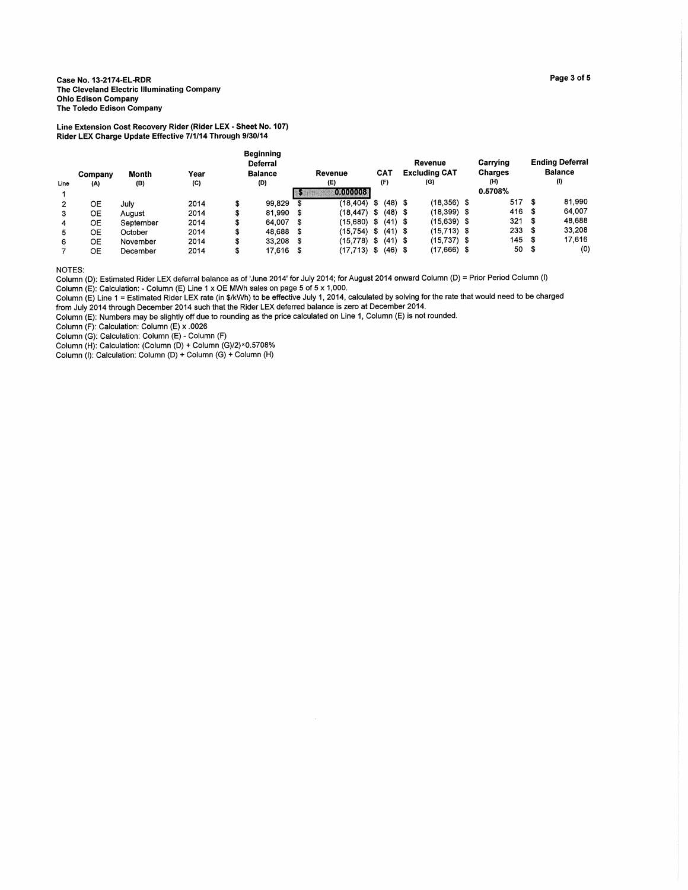**Case No. 13-2174-EL-RDR**
**The Cleveland Electric Illuminating Company**
**Ohio Edison Company**
**The Toledo Edison Company**

**Line Extension Cost Recovery Rider (Rider LEX - Sheet No. 107)**
**Rider LEX Charge Update Effective 7/1/14 Through 9/30/14**

| Line | Company (A) | Month (B) | Year (C) | Beginning Deferral Balance (D) | Revenue (E) | CAT (F) | Revenue Excluding CAT (G) | Carrying Charges (H) | Ending Deferral Balance (I) |
|---|---|---|---|---|---|---|---|---|---|
| 1 | | | | | $ 0.000008 | | | 0.5708% | |
| 2 | OE | July | 2014 | $ 99,829 | $ (18,404) | $ (48) | $ (18,356) | $ 517 | $ 81,990 |
| 3 | OE | August | 2014 | $ 81,990 | $ (18,447) | $ (48) | $ (18,399) | $ 416 | $ 64,007 |
| 4 | OE | September | 2014 | $ 64,007 | $ (15,680) | $ (41) | $ (15,639) | $ 321 | $ 48,688 |
| 5 | OE | October | 2014 | $ 48,688 | $ (15,754) | $ (41) | $ (15,713) | $ 233 | $ 33,208 |
| 6 | OE | November | 2014 | $ 33,208 | $ (15,778) | $ (41) | $ (15,737) | $ 145 | $ 17,616 |
| 7 | OE | December | 2014 | $ 17,616 | $ (17,713) | $ (46) | $ (17,666) | $ 50 | $ (0) |

NOTES:
Column (D): Estimated Rider LEX deferral balance as of 'June 2014' for July 2014; for August 2014 onward Column (D) = Prior Period Column (I)
Column (E): Calculation: - Column (E) Line 1 x OE MWh sales on page 5 of 5 x 1,000.
Column (E) Line 1 = Estimated Rider LEX rate (in $/kWh) to be effective July 1, 2014, calculated by solving for the rate that would need to be charged from July 2014 through December 2014 such that the Rider LEX deferred balance is zero at December 2014.
Column (E): Numbers may be slightly off due to rounding as the price calculated on Line 1, Column (E) is not rounded.
Column (F): Calculation: Column (E) x .0026
Column (G): Calculation: Column (E) - Column (F)
Column (H): Calculation: (Column (D) + Column (G)/2)×0.5708%
Column (I): Calculation: Column (D) + Column (G) + Column (H)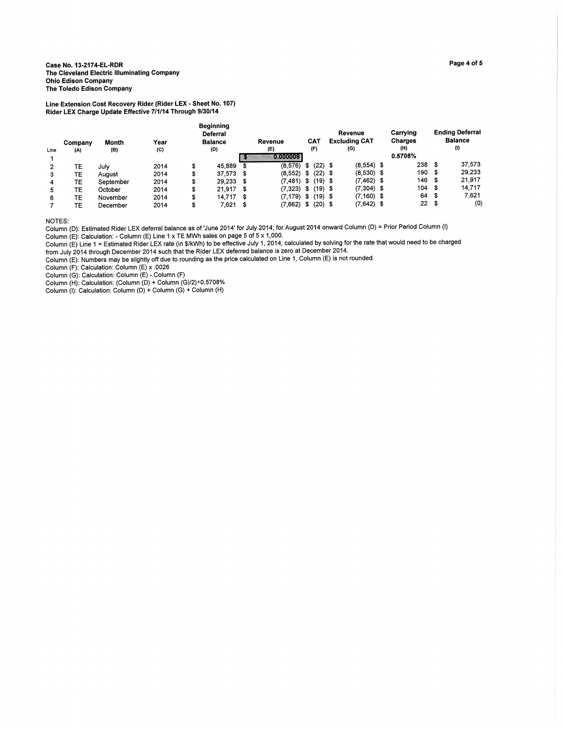**Case No. 13-2174-EL-RDR**
**The Cleveland Electric Illuminating Company**
**Ohio Edison Company**
**The Toledo Edison Company**

**Line Extension Cost Recovery Rider (Rider LEX - Sheet No. 107)**
**Rider LEX Charge Update Effective 7/1/14 Through 9/30/14**

| Line | Company (A) | Month (B) | Year (C) | Beginning Deferral Balance (D) | Revenue (E) | CAT (F) | Revenue Excluding CAT (G) | Carrying Charges (H) | Ending Deferral Balance (I) |
|---|---|---|---|---|---|---|---|---|---|
| 1 | | | | | $ 0.000009 | | | 0.5708% | |
| 2 | TE | July | 2014 | $ 45,889 | $ (8,576) | $ (22) | $ (8,554) | $ 238 | $ 37,573 |
| 3 | TE | August | 2014 | $ 37,573 | $ (8,552) | $ (22) | $ (8,530) | $ 190 | $ 29,233 |
| 4 | TE | September | 2014 | $ 29,233 | $ (7,481) | $ (19) | $ (7,462) | $ 146 | $ 21,917 |
| 5 | TE | October | 2014 | $ 21,917 | $ (7,323) | $ (19) | $ (7,304) | $ 104 | $ 14,717 |
| 6 | TE | November | 2014 | $ 14,717 | $ (7,179) | $ (19) | $ (7,160) | $ 64 | $ 7,621 |
| 7 | TE | December | 2014 | $ 7,621 | $ (7,662) | $ (20) | $ (7,642) | $ 22 | $ (0) |

NOTES:
Column (D): Estimated Rider LEX deferral balance as of 'June 2014' for July 2014; for August 2014 onward Column (D) = Prior Period Column (I)
Column (E): Calculation: - Column (E) Line 1 x TE MWh sales on page 5 of 5 x 1,000.
Column (E) Line 1 = Estimated Rider LEX rate (in $/kWh) to be effective July 1, 2014, calculated by solving for the rate that would need to be charged from July 2014 through December 2014 such that the Rider LEX deferred balance is zero at December 2014.
Column (E): Numbers may be slightly off due to rounding as the price calculated on Line 1, Column (E) is not rounded.
Column (F): Calculation: Column (E) x .0026
Column (G): Calculation: Column (E) - Column (F)
Column (H): Calculation: (Column (D) + Column (G)/2)×0.5708%
Column (I): Calculation: Column (D) + Column (G) + Column (H)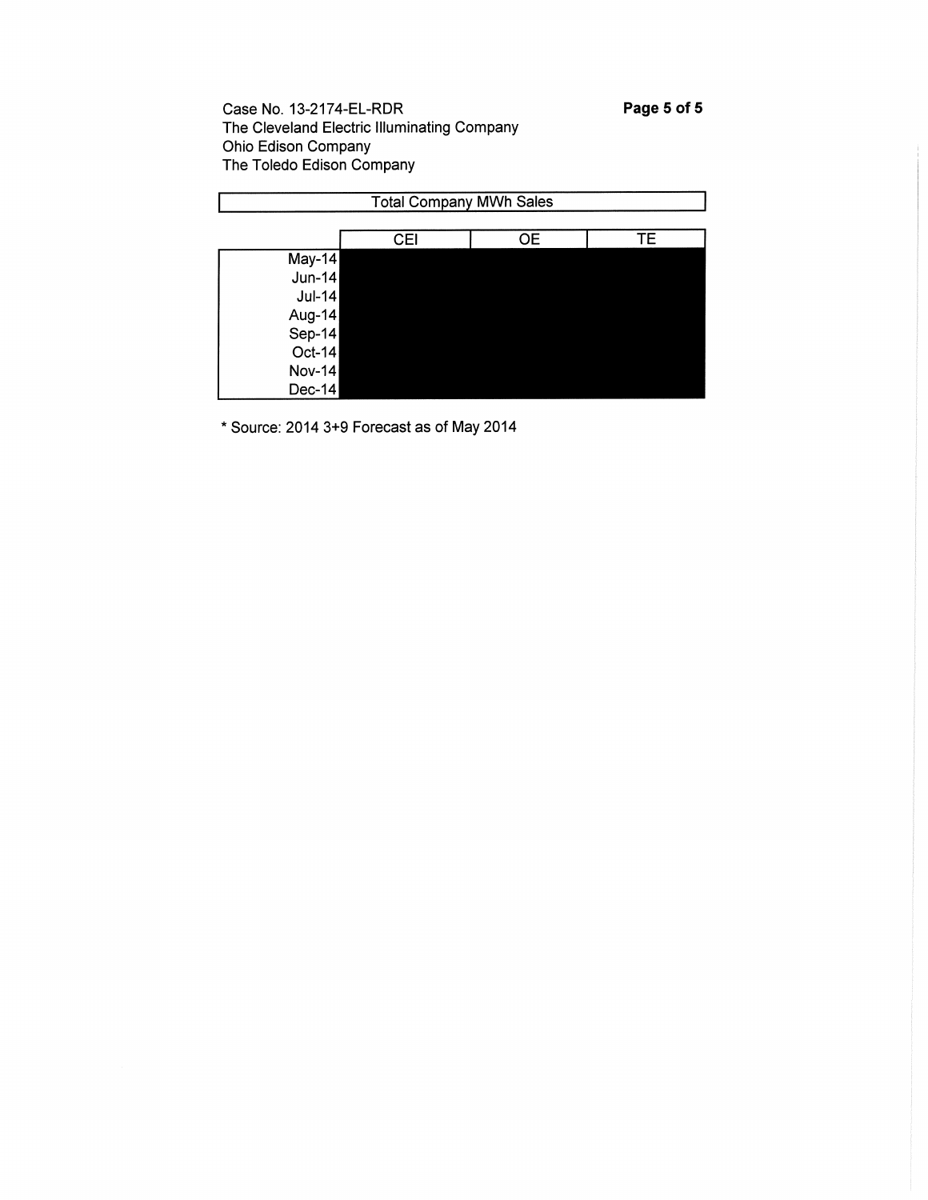Case No. 13-2174-EL-RDR
The Cleveland Electric Illuminating Company
Ohio Edison Company
The Toledo Edison Company

Total Company MWh Sales

| | CEI | OE | TE |
|---|---|---|---|
| May-14 | | | |
| Jun-14 | | | |
| Jul-14 | | | |
| Aug-14 | | | |
| Sep-14 | | | |
| Oct-14 | | | |
| Nov-14 | | | |
| Dec-14 | | | |

* Source: 2014 3+9 Forecast as of May 2014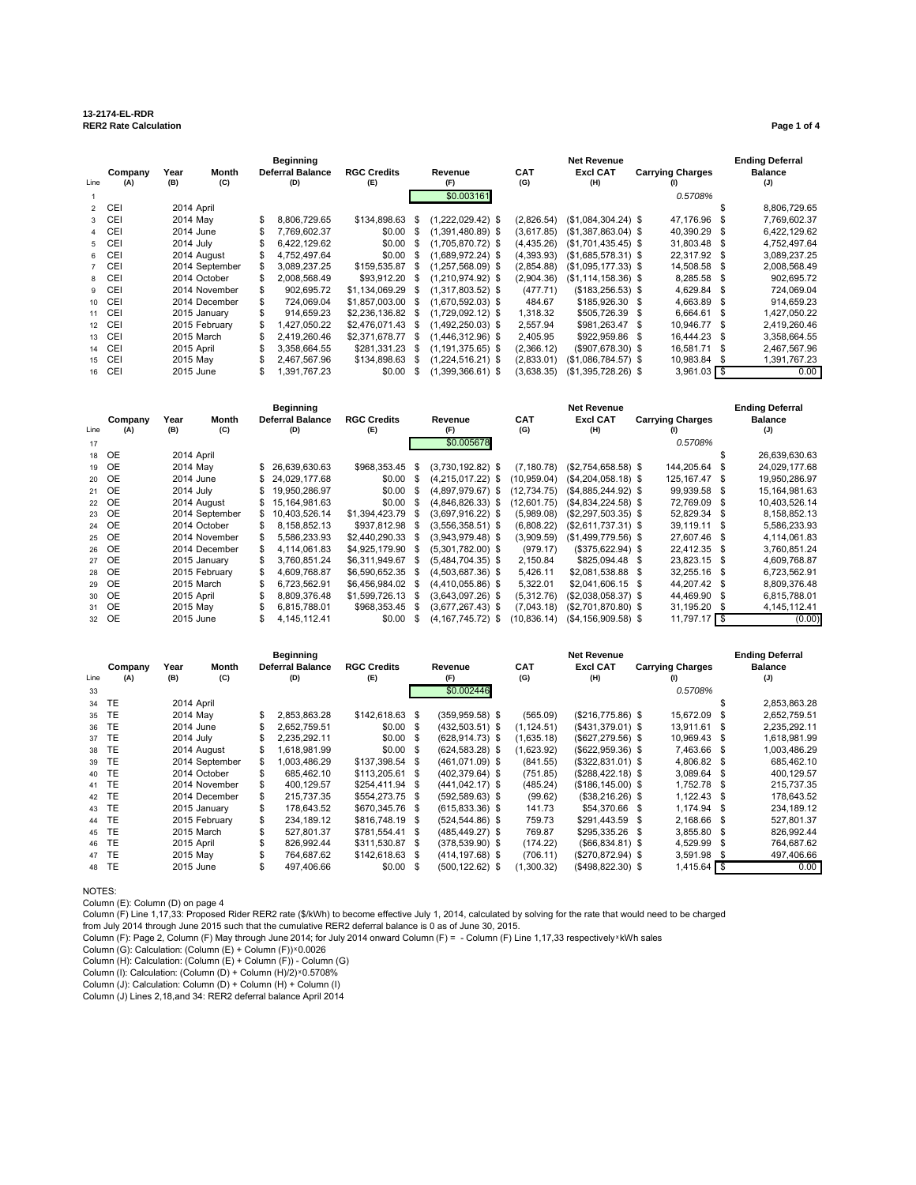**13-2174-EL-RDR**
**RER2 Rate Calculation**

| Line | Company (A) | Year (B) | Month (C) | Beginning Deferral Balance (D) | RGC Credits (E) | Revenue (F) | CAT (G) | Net Revenue Excl CAT (H) | Carrying Charges (I) | Ending Deferral Balance (J) |
|---|---|---|---|---|---|---|---|---|---|---|
| 1 | | | | | | $0.003161 | | | 0.5708% | |
| 2 | CEI | 2014 | April | | | | | | | $ 8,806,729.65 |
| 3 | CEI | 2014 | May | $ 8,806,729.65 | $134,898.63 | $ (1,222,029.42) | $ (2,826.54) | ($1,084,304.24) | $ 47,176.96 | $ 7,769,602.37 |
| 4 | CEI | 2014 | June | $ 7,769,602.37 | $0.00 | $ (1,391,480.89) | $ (3,617.85) | ($1,387,863.04) | $ 40,390.29 | $ 6,422,129.62 |
| 5 | CEI | 2014 | July | $ 6,422,129.62 | $0.00 | $ (1,705,870.72) | $ (4,435.26) | ($1,701,435.45) | $ 31,803.48 | $ 4,752,497.64 |
| 6 | CEI | 2014 | August | $ 4,752,497.64 | $0.00 | $ (1,689,972.24) | $ (4,393.93) | ($1,685,578.31) | $ 22,317.92 | $ 3,089,237.25 |
| 7 | CEI | 2014 | September | $ 3,089,237.25 | $159,535.87 | $ (1,257,568.09) | $ (2,854.88) | ($1,095,177.33) | $ 14,508.58 | $ 2,008,568.49 |
| 8 | CEI | 2014 | October | $ 2,008,568.49 | $93,912.20 | $ (1,210,974.92) | $ (2,904.36) | ($1,114,158.36) | $ 8,285.58 | $ 902,695.72 |
| 9 | CEI | 2014 | November | $ 902,695.72 | $1,134,069.29 | $ (1,317,803.52) | $ (477.71) | ($183,256.53) | $ 4,629.84 | $ 724,069.04 |
| 10 | CEI | 2014 | December | $ 724,069.04 | $1,857,003.00 | $ (1,670,592.03) | $ 484.67 | $185,926.30 | $ 4,663.89 | $ 914,659.23 |
| 11 | CEI | 2015 | January | $ 914,659.23 | $2,236,136.82 | $ (1,729,092.12) | $ 1,318.32 | $505,726.39 | $ 6,664.61 | $ 1,427,050.22 |
| 12 | CEI | 2015 | February | $ 1,427,050.22 | $2,476,071.43 | $ (1,492,250.03) | $ 2,557.94 | $981,263.47 | $ 10,946.77 | $ 2,419,260.46 |
| 13 | CEI | 2015 | March | $ 2,419,260.46 | $2,371,678.77 | $ (1,446,312.96) | $ 2,405.95 | $922,959.86 | $ 16,444.23 | $ 3,358,664.55 |
| 14 | CEI | 2015 | April | $ 3,358,664.55 | $281,331.23 | $ (1,191,375.65) | $ (2,366.12) | ($907,678.30) | $ 16,581.71 | $ 2,467,567.96 |
| 15 | CEI | 2015 | May | $ 2,467,567.96 | $134,898.63 | $ (1,224,516.21) | $ (2,833.01) | ($1,086,784.57) | $ 10,983.84 | $ 1,391,767.23 |
| 16 | CEI | 2015 | June | $ 1,391,767.23 | $0.00 | $ (1,399,366.61) | $ (3,638.35) | ($1,395,728.26) | $ 3,961.03 | $ 0.00 |

| Line | Company (A) | Year (B) | Month (C) | Beginning Deferral Balance (D) | RGC Credits (E) | Revenue (F) | CAT (G) | Net Revenue Excl CAT (H) | Carrying Charges (I) | Ending Deferral Balance (J) |
|---|---|---|---|---|---|---|---|---|---|---|
| 17 | | | | | | $0.005678 | | | 0.5708% | |
| 18 | OE | 2014 | April | | | | | | | $ 26,639,630.63 |
| 19 | OE | 2014 | May | $ 26,639,630.63 | $968,353.45 | $ (3,730,192.82) | $ (7,180.78) | ($2,754,658.58) | $ 144,205.64 | $ 24,029,177.68 |
| 20 | OE | 2014 | June | $ 24,029,177.68 | $0.00 | $ (4,215,017.22) | $ (10,959.04) | ($4,204,058.18) | $ 125,167.47 | $ 19,950,286.97 |
| 21 | OE | 2014 | July | $ 19,950,286.97 | $0.00 | $ (4,897,979.67) | $ (12,734.75) | ($4,885,244.92) | $ 99,939.58 | $ 15,164,981.63 |
| 22 | OE | 2014 | August | $ 15,164,981.63 | $0.00 | $ (4,846,826.33) | $ (12,601.75) | ($4,834,224.58) | $ 72,769.09 | $ 10,403,526.14 |
| 23 | OE | 2014 | September | $ 10,403,526.14 | $1,394,423.79 | $ (3,697,916.22) | $ (5,989.08) | ($2,297,503.35) | $ 52,829.34 | $ 8,158,852.13 |
| 24 | OE | 2014 | October | $ 8,158,852.13 | $937,812.98 | $ (3,556,358.51) | $ (6,808.22) | ($2,611,737.31) | $ 39,119.11 | $ 5,586,233.93 |
| 25 | OE | 2014 | November | $ 5,586,233.93 | $2,440,290.33 | $ (3,943,979.48) | $ (3,909.59) | ($1,499,779.56) | $ 27,607.46 | $ 4,114,061.83 |
| 26 | OE | 2014 | December | $ 4,114,061.83 | $4,925,179.90 | $ (5,301,782.00) | $ (979.17) | ($375,622.94) | $ 22,412.35 | $ 3,760,851.24 |
| 27 | OE | 2015 | January | $ 3,760,851.24 | $6,311,949.67 | $ (5,484,704.35) | $ 2,150.84 | $825,094.48 | $ 23,823.15 | $ 4,609,768.87 |
| 28 | OE | 2015 | February | $ 4,609,768.87 | $6,590,652.35 | $ (4,503,687.36) | $ 5,426.11 | $2,081,538.88 | $ 32,255.16 | $ 6,723,562.91 |
| 29 | OE | 2015 | March | $ 6,723,562.91 | $6,456,984.02 | $ (4,410,055.86) | $ 5,322.01 | $2,041,606.15 | $ 44,207.42 | $ 8,809,376.48 |
| 30 | OE | 2015 | April | $ 8,809,376.48 | $1,599,726.13 | $ (3,643,097.26) | $ (5,312.76) | ($2,038,058.37) | $ 44,469.90 | $ 6,815,788.01 |
| 31 | OE | 2015 | May | $ 6,815,788.01 | $968,353.45 | $ (3,677,267.43) | $ (7,043.18) | ($2,701,870.80) | $ 31,195.20 | $ 4,145,112.41 |
| 32 | OE | 2015 | June | $ 4,145,112.41 | $0.00 | $ (4,167,745.72) | $ (10,836.14) | ($4,156,909.58) | $ 11,797.17 | $ (0.00) |

| Line | Company (A) | Year (B) | Month (C) | Beginning Deferral Balance (D) | RGC Credits (E) | Revenue (F) | CAT (G) | Net Revenue Excl CAT (H) | Carrying Charges (I) | Ending Deferral Balance (J) |
|---|---|---|---|---|---|---|---|---|---|---|
| 33 | | | | | | $0.002446 | | | 0.5708% | |
| 34 | TE | 2014 | April | | | | | | | $ 2,853,863.28 |
| 35 | TE | 2014 | May | $ 2,853,863.28 | $142,618.63 | $ (359,959.58) | $ (565.09) | ($216,775.86) | $ 15,672.09 | $ 2,652,759.51 |
| 36 | TE | 2014 | June | $ 2,652,759.51 | $0.00 | $ (432,503.51) | $ (1,124.51) | ($431,379.01) | $ 13,911.61 | $ 2,235,292.11 |
| 37 | TE | 2014 | July | $ 2,235,292.11 | $0.00 | $ (628,914.73) | $ (1,635.18) | ($627,279.56) | $ 10,969.43 | $ 1,618,981.99 |
| 38 | TE | 2014 | August | $ 1,618,981.99 | $0.00 | $ (624,583.28) | $ (1,623.92) | ($622,959.36) | $ 7,463.66 | $ 1,003,486.29 |
| 39 | TE | 2014 | September | $ 1,003,486.29 | $137,398.54 | $ (461,071.09) | $ (841.55) | ($322,831.01) | $ 4,806.82 | $ 685,462.10 |
| 40 | TE | 2014 | October | $ 685,462.10 | $113,205.61 | $ (402,379.64) | $ (751.85) | ($288,422.18) | $ 3,089.64 | $ 400,129.57 |
| 41 | TE | 2014 | November | $ 400,129.57 | $254,411.94 | $ (441,042.17) | $ (485.24) | ($186,145.00) | $ 1,752.78 | $ 215,737.35 |
| 42 | TE | 2014 | December | $ 215,737.35 | $554,273.75 | $ (592,589.63) | $ (99.62) | ($38,216.26) | $ 1,122.43 | $ 178,643.52 |
| 43 | TE | 2015 | January | $ 178,643.52 | $670,345.76 | $ (615,833.36) | $ 141.73 | $54,370.66 | $ 1,174.94 | $ 234,189.12 |
| 44 | TE | 2015 | February | $ 234,189.12 | $816,748.19 | $ (524,544.86) | $ 759.73 | $291,443.59 | $ 2,168.66 | $ 527,801.37 |
| 45 | TE | 2015 | March | $ 527,801.37 | $781,554.41 | $ (485,449.27) | $ 769.87 | $295,335.26 | $ 3,855.80 | $ 826,992.44 |
| 46 | TE | 2015 | April | $ 826,992.44 | $311,530.87 | $ (378,539.90) | $ (174.22) | ($66,834.81) | $ 4,529.99 | $ 764,687.62 |
| 47 | TE | 2015 | May | $ 764,687.62 | $142,618.63 | $ (414,197.68) | $ (706.11) | ($270,872.94) | $ 3,591.98 | $ 497,406.66 |
| 48 | TE | 2015 | June | $ 497,406.66 | $0.00 | $ (500,122.62) | $ (1,300.32) | ($498,822.30) | $ 1,415.64 | $ 0.00 |

NOTES:
Column (E): Column (D) on page 4
Column (F) Line 1,17,33: Proposed Rider RER2 rate ($/kWh) to become effective July 1, 2014, calculated by solving for the rate that would need to be charged from July 2014 through June 2015 such that the cumulative RER2 deferral balance is 0 as of June 30, 2015.
Column (F): Page 2, Column (F) May through June 2014; for July 2014 onward Column (F) = - Column (F) Line 1,17,33 respectively×kWh sales
Column (G): Calculation: (Column (E) + Column (F))×0.0026
Column (H): Calculation: (Column (E) + Column (F)) - Column (G)
Column (I): Calculation: (Column (D) + Column (H)/2)×0.5708%
Column (J): Calculation: Column (D) + Column (H) + Column (I)
Column (J) Lines 2,18,and 34: RER2 deferral balance April 2014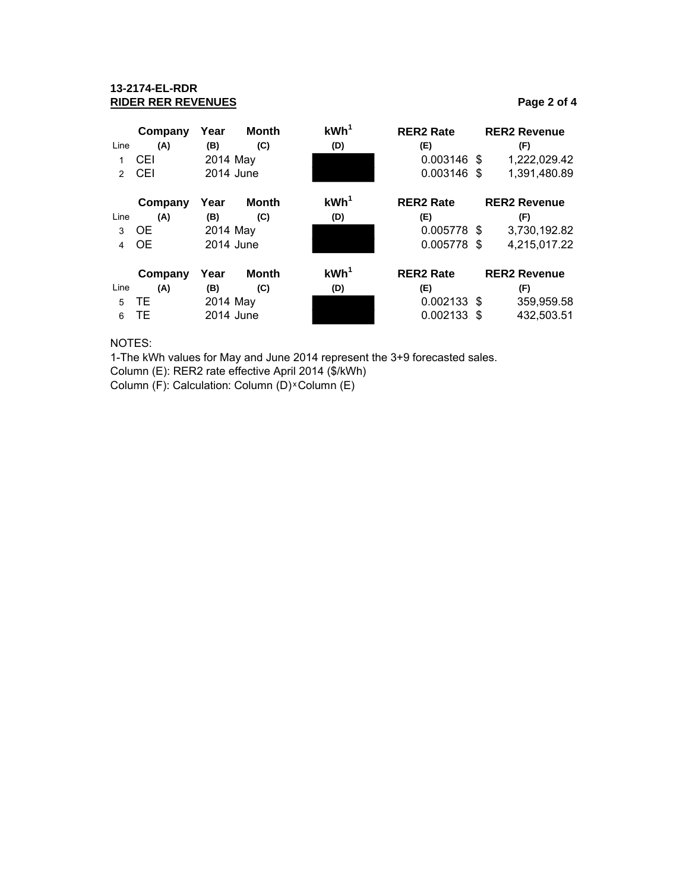**13-2174-EL-RDR**
**RIDER RER REVENUES**

| Line | Company (A) | Year (B) | Month (C) | kWh[1] (D) | RER2 Rate (E) | RER2 Revenue (F) |
|---|---|---|---|---|---|---|
| 1 | CEI | 2014 | May | | 0.003146 | $ 1,222,029.42 |
| 2 | CEI | 2014 | June | | 0.003146 | $ 1,391,480.89 |

| Line | Company (A) | Year (B) | Month (C) | kWh[1] (D) | RER2 Rate (E) | RER2 Revenue (F) |
|---|---|---|---|---|---|---|
| 3 | OE | 2014 | May | | 0.005778 | $ 3,730,192.82 |
| 4 | OE | 2014 | June | | 0.005778 | $ 4,215,017.22 |

| Line | Company (A) | Year (B) | Month (C) | kWh[1] (D) | RER2 Rate (E) | RER2 Revenue (F) |
|---|---|---|---|---|---|---|
| 5 | TE | 2014 | May | | 0.002133 | $ 359,959.58 |
| 6 | TE | 2014 | June | | 0.002133 | $ 432,503.51 |

NOTES:
1-The kWh values for May and June 2014 represent the 3+9 forecasted sales.
Column (E): RER2 rate effective April 2014 ($/kWh)
Column (F): Calculation: Column (D) x Column (E)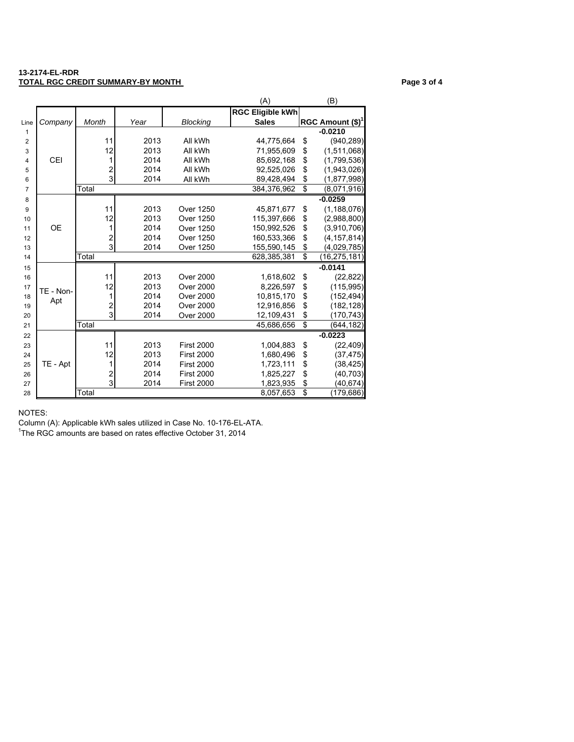**13-2174-EL-RDR**
**TOTAL RGC CREDIT SUMMARY-BY MONTH**

| | | | | | (A) | (B) |
|---|---|---|---|---|---|---|
| Line | *Company* | *Month* | *Year* | *Blocking* | **RGC Eligible kWh Sales** | **RGC Amount ($)[1]** |
| 1 | | | | | | **-0.0210** |
| 2 | CEI | 11 | 2013 | All kWh | 44,775,664 | $ (940,289) |
| 3 | | 12 | 2013 | All kWh | 71,955,609 | $ (1,511,068) |
| 4 | | 1 | 2014 | All kWh | 85,692,168 | $ (1,799,536) |
| 5 | | 2 | 2014 | All kWh | 92,525,026 | $ (1,943,026) |
| 6 | | 3 | 2014 | All kWh | 89,428,494 | $ (1,877,998) |
| 7 | | Total | | | 384,376,962 | $ (8,071,916) |
| 8 | | | | | | **-0.0259** |
| 9 | OE | 11 | 2013 | Over 1250 | 45,871,677 | $ (1,188,076) |
| 10 | | 12 | 2013 | Over 1250 | 115,397,666 | $ (2,988,800) |
| 11 | | 1 | 2014 | Over 1250 | 150,992,526 | $ (3,910,706) |
| 12 | | 2 | 2014 | Over 1250 | 160,533,366 | $ (4,157,814) |
| 13 | | 3 | 2014 | Over 1250 | 155,590,145 | $ (4,029,785) |
| 14 | | Total | | | 628,385,381 | $ (16,275,181) |
| 15 | | | | | | **-0.0141** |
| 16 | TE - Non-Apt | 11 | 2013 | Over 2000 | 1,618,602 | $ (22,822) |
| 17 | | 12 | 2013 | Over 2000 | 8,226,597 | $ (115,995) |
| 18 | | 1 | 2014 | Over 2000 | 10,815,170 | $ (152,494) |
| 19 | | 2 | 2014 | Over 2000 | 12,916,856 | $ (182,128) |
| 20 | | 3 | 2014 | Over 2000 | 12,109,431 | $ (170,743) |
| 21 | | Total | | | 45,686,656 | $ (644,182) |
| 22 | | | | | | **-0.0223** |
| 23 | TE - Apt | 11 | 2013 | First 2000 | 1,004,883 | $ (22,409) |
| 24 | | 12 | 2013 | First 2000 | 1,680,496 | $ (37,475) |
| 25 | | 1 | 2014 | First 2000 | 1,723,111 | $ (38,425) |
| 26 | | 2 | 2014 | First 2000 | 1,825,227 | $ (40,703) |
| 27 | | 3 | 2014 | First 2000 | 1,823,935 | $ (40,674) |
| 28 | | Total | | | 8,057,653 | $ (179,686) |

NOTES:
Column (A): Applicable kWh sales utilized in Case No. 10-176-EL-ATA.
[1]The RGC amounts are based on rates effective October 31, 2014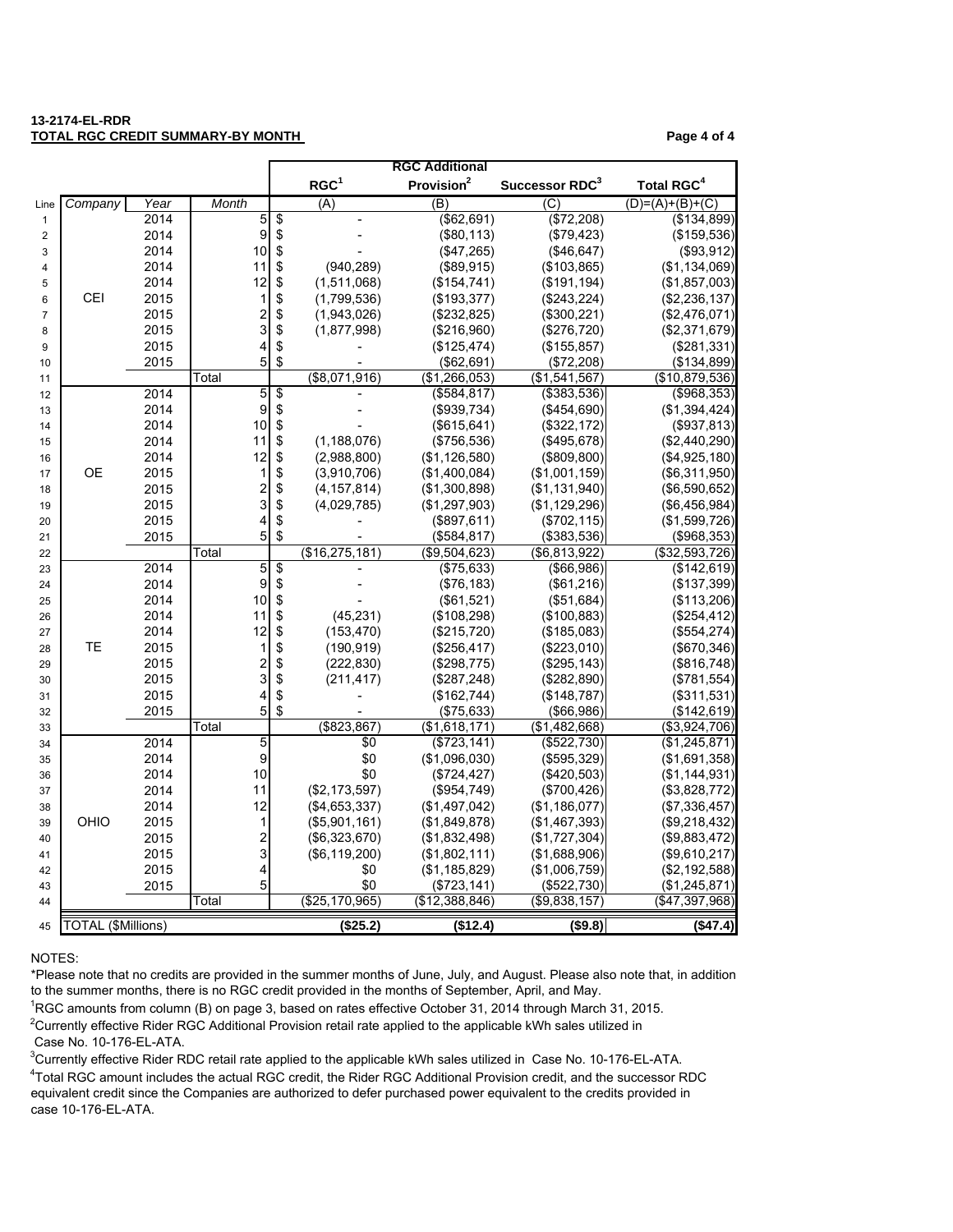**13-2174-EL-RDR**
**TOTAL RGC CREDIT SUMMARY-BY MONTH**

| Line | Company | Year | Month | RGC[1] (A) | RGC Additional Provision[2] (B) | Successor RDC[3] (C) | Total RGC[4] (D)=(A)+(B)+(C) |
|---|---|---|---|---|---|---|---|
| 1 | CEI | 2014 | 5 | $ - | ($62,691) | ($72,208) | ($134,899) |
| 2 | | 2014 | 9 | $ - | ($80,113) | ($79,423) | ($159,536) |
| 3 | | 2014 | 10 | $ - | ($47,265) | ($46,647) | ($93,912) |
| 4 | | 2014 | 11 | $ (940,289) | ($89,915) | ($103,865) | ($1,134,069) |
| 5 | | 2014 | 12 | $ (1,511,068) | ($154,741) | ($191,194) | ($1,857,003) |
| 6 | | 2015 | 1 | $ (1,799,536) | ($193,377) | ($243,224) | ($2,236,137) |
| 7 | | 2015 | 2 | $ (1,943,026) | ($232,825) | ($300,221) | ($2,476,071) |
| 8 | | 2015 | 3 | $ (1,877,998) | ($216,960) | ($276,720) | ($2,371,679) |
| 9 | | 2015 | 4 | $ - | ($125,474) | ($155,857) | ($281,331) |
| 10 | | 2015 | 5 | $ - | ($62,691) | ($72,208) | ($134,899) |
| 11 | | | Total | ($8,071,916) | ($1,266,053) | ($1,541,567) | ($10,879,536) |
| 12 | OE | 2014 | 5 | $ - | ($584,817) | ($383,536) | ($968,353) |
| 13 | | 2014 | 9 | $ - | ($939,734) | ($454,690) | ($1,394,424) |
| 14 | | 2014 | 10 | $ - | ($615,641) | ($322,172) | ($937,813) |
| 15 | | 2014 | 11 | $ (1,188,076) | ($756,536) | ($495,678) | ($2,440,290) |
| 16 | | 2014 | 12 | $ (2,988,800) | ($1,126,580) | ($809,800) | ($4,925,180) |
| 17 | | 2015 | 1 | $ (3,910,706) | ($1,400,084) | ($1,001,159) | ($6,311,950) |
| 18 | | 2015 | 2 | $ (4,157,814) | ($1,300,898) | ($1,131,940) | ($6,590,652) |
| 19 | | 2015 | 3 | $ (4,029,785) | ($1,297,903) | ($1,129,296) | ($6,456,984) |
| 20 | | 2015 | 4 | $ - | ($897,611) | ($702,115) | ($1,599,726) |
| 21 | | 2015 | 5 | $ - | ($584,817) | ($383,536) | ($968,353) |
| 22 | | | Total | ($16,275,181) | ($9,504,623) | ($6,813,922) | ($32,593,726) |
| 23 | TE | 2014 | 5 | $ - | ($75,633) | ($66,986) | ($142,619) |
| 24 | | 2014 | 9 | $ - | ($76,183) | ($61,216) | ($137,399) |
| 25 | | 2014 | 10 | $ - | ($61,521) | ($51,684) | ($113,206) |
| 26 | | 2014 | 11 | $ (45,231) | ($108,298) | ($100,883) | ($254,412) |
| 27 | | 2014 | 12 | $ (153,470) | ($215,720) | ($185,083) | ($554,274) |
| 28 | | 2015 | 1 | $ (190,919) | ($256,417) | ($223,010) | ($670,346) |
| 29 | | 2015 | 2 | $ (222,830) | ($298,775) | ($295,143) | ($816,748) |
| 30 | | 2015 | 3 | $ (211,417) | ($287,248) | ($282,890) | ($781,554) |
| 31 | | 2015 | 4 | $ - | ($162,744) | ($148,787) | ($311,531) |
| 32 | | 2015 | 5 | $ - | ($75,633) | ($66,986) | ($142,619) |
| 33 | | | Total | ($823,867) | ($1,618,171) | ($1,482,668) | ($3,924,706) |
| 34 | OHIO | 2014 | 5 | $0 | ($723,141) | ($522,730) | ($1,245,871) |
| 35 | | 2014 | 9 | $0 | ($1,096,030) | ($595,329) | ($1,691,358) |
| 36 | | 2014 | 10 | $0 | ($724,427) | ($420,503) | ($1,144,931) |
| 37 | | 2014 | 11 | ($2,173,597) | ($954,749) | ($700,426) | ($3,828,772) |
| 38 | | 2014 | 12 | ($4,653,337) | ($1,497,042) | ($1,186,077) | ($7,336,457) |
| 39 | | 2015 | 1 | ($5,901,161) | ($1,849,878) | ($1,467,393) | ($9,218,432) |
| 40 | | 2015 | 2 | ($6,323,670) | ($1,832,498) | ($1,727,304) | ($9,883,472) |
| 41 | | 2015 | 3 | ($6,119,200) | ($1,802,111) | ($1,688,906) | ($9,610,217) |
| 42 | | 2015 | 4 | $0 | ($1,185,829) | ($1,006,759) | ($2,192,588) |
| 43 | | 2015 | 5 | $0 | ($723,141) | ($522,730) | ($1,245,871) |
| 44 | | | Total | ($25,170,965) | ($12,388,846) | ($9,838,157) | ($47,397,968) |
| 45 | TOTAL ($Millions) | | | **($25.2)** | **($12.4)** | **($9.8)** | **($47.4)** |

NOTES:

*Please note that no credits are provided in the summer months of June, July, and August. Please also note that, in addition to the summer months, there is no RGC credit provided in the months of September, April, and May.

[1]RGC amounts from column (B) on page 3, based on rates effective October 31, 2014 through March 31, 2015.

[2]Currently effective Rider RGC Additional Provision retail rate applied to the applicable kWh sales utilized in Case No. 10-176-EL-ATA.

[3]Currently effective Rider RDC retail rate applied to the applicable kWh sales utilized in Case No. 10-176-EL-ATA.

[4]Total RGC amount includes the actual RGC credit, the Rider RGC Additional Provision credit, and the successor RDC equivalent credit since the Companies are authorized to defer purchased power equivalent to the credits provided in case 10-176-EL-ATA.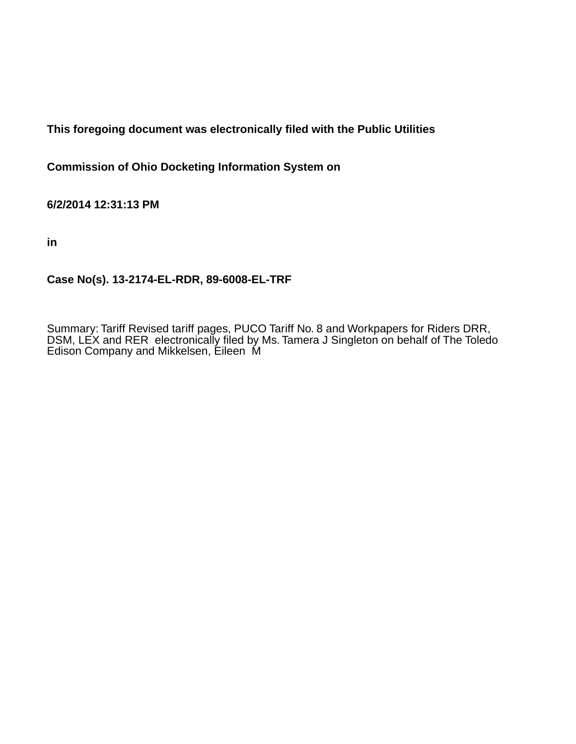**This foregoing document was electronically filed with the Public Utilities**

**Commission of Ohio Docketing Information System on**

**6/2/2014 12:31:13 PM**

**in**

**Case No(s). 13-2174-EL-RDR, 89-6008-EL-TRF**

Summary: Tariff Revised tariff pages, PUCO Tariff No. 8 and Workpapers for Riders DRR, DSM, LEX and RER electronically filed by Ms. Tamera J Singleton on behalf of The Toledo Edison Company and Mikkelsen, Eileen M